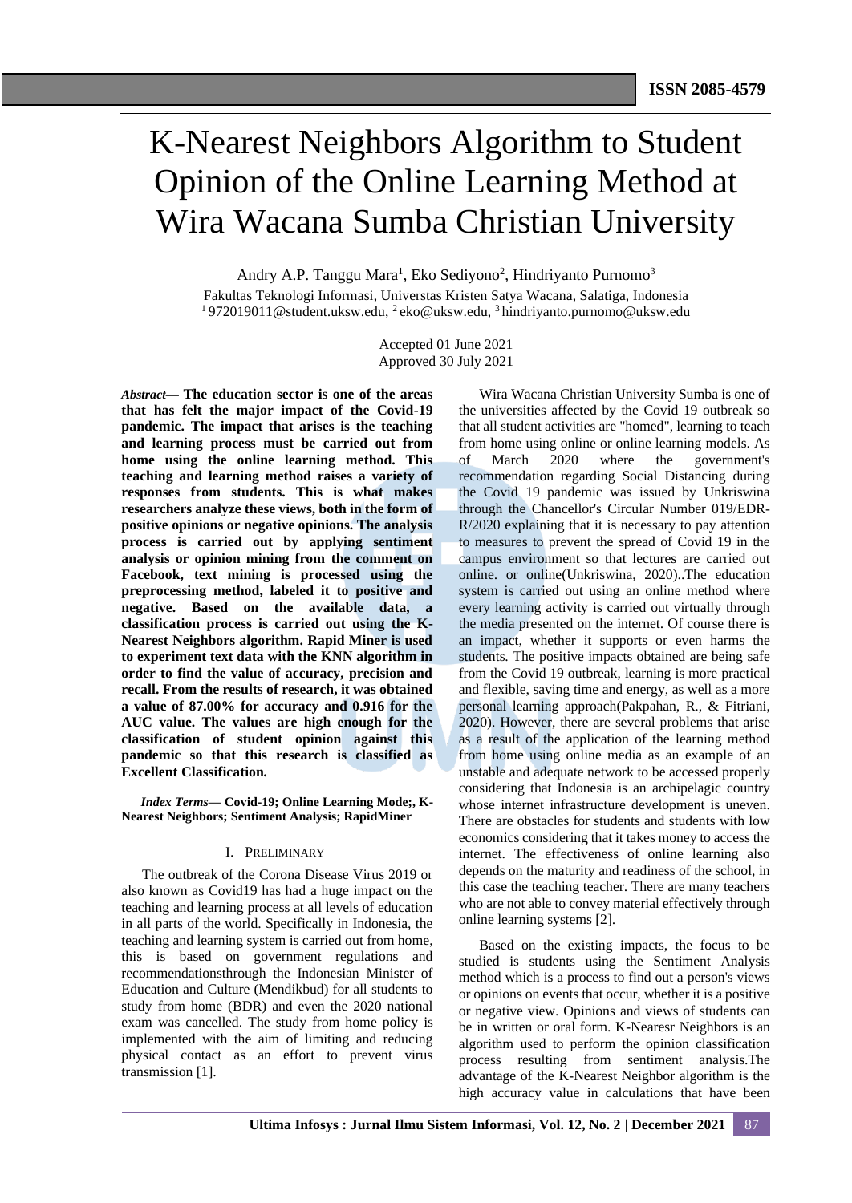# K-Nearest Neighbors Algorithm to Student Opinion of the Online Learning Method at Wira Wacana Sumba Christian University

Andry A.P. Tanggu Mara[1], Eko Sediyono[2], Hindriyanto Purnomo[3]

Fakultas Teknologi Informasi, Universtas Kristen Satya Wacana, Salatiga, Indonesia

[1] 972019011@student.uksw.edu, [2] eko@uksw.edu, [3] hindriyanto.purnomo@uksw.edu

Accepted 01 June 2021
Approved 30 July 2021

***Abstract*— The education sector is one of the areas that has felt the major impact of the Covid-19 pandemic. The impact that arises is the teaching and learning process must be carried out from home using the online learning method. This teaching and learning method raises a variety of responses from students. This is what makes researchers analyze these views, both in the form of positive opinions or negative opinions. The analysis process is carried out by applying sentiment analysis or opinion mining from the comment on Facebook, text mining is processed using the preprocessing method, labeled it to positive and negative. Based on the available data, a classification process is carried out using the K-Nearest Neighbors algorithm. Rapid Miner is used to experiment text data with the KNN algorithm in order to find the value of accuracy, precision and recall. From the results of research, it was obtained a value of 87.00% for accuracy and 0.916 for the AUC value. The values are high enough for the classification of student opinion against this pandemic so that this research is classified as Excellent Classification.**

***Index Terms*— Covid-19; Online Learning Mode;, K-Nearest Neighbors; Sentiment Analysis; RapidMiner**

## I. Preliminary

The outbreak of the Corona Disease Virus 2019 or also known as Covid19 has had a huge impact on the teaching and learning process at all levels of education in all parts of the world. Specifically in Indonesia, the teaching and learning system is carried out from home, this is based on government regulations and recommendationsthrough the Indonesian Minister of Education and Culture (Mendikbud) for all students to study from home (BDR) and even the 2020 national exam was cancelled. The study from home policy is implemented with the aim of limiting and reducing physical contact as an effort to prevent virus transmission [1].

Wira Wacana Christian University Sumba is one of the universities affected by the Covid 19 outbreak so that all student activities are "homed", learning to teach from home using online or online learning models. As of March 2020 where the government's recommendation regarding Social Distancing during the Covid 19 pandemic was issued by Unkriswina through the Chancellor's Circular Number 019/EDR-R/2020 explaining that it is necessary to pay attention to measures to prevent the spread of Covid 19 in the campus environment so that lectures are carried out online. or online(Unkriswina, 2020)..The education system is carried out using an online method where every learning activity is carried out virtually through the media presented on the internet. Of course there is an impact, whether it supports or even harms the students. The positive impacts obtained are being safe from the Covid 19 outbreak, learning is more practical and flexible, saving time and energy, as well as a more personal learning approach(Pakpahan, R., & Fitriani, 2020). However, there are several problems that arise as a result of the application of the learning method from home using online media as an example of an unstable and adequate network to be accessed properly considering that Indonesia is an archipelagic country whose internet infrastructure development is uneven. There are obstacles for students and students with low economics considering that it takes money to access the internet. The effectiveness of online learning also depends on the maturity and readiness of the school, in this case the teaching teacher. There are many teachers who are not able to convey material effectively through online learning systems [2].

Based on the existing impacts, the focus to be studied is students using the Sentiment Analysis method which is a process to find out a person's views or opinions on events that occur, whether it is a positive or negative view. Opinions and views of students can be in written or oral form. K-Nearesr Neighbors is an algorithm used to perform the opinion classification process resulting from sentiment analysis.The advantage of the K-Nearest Neighbor algorithm is the high accuracy value in calculations that have been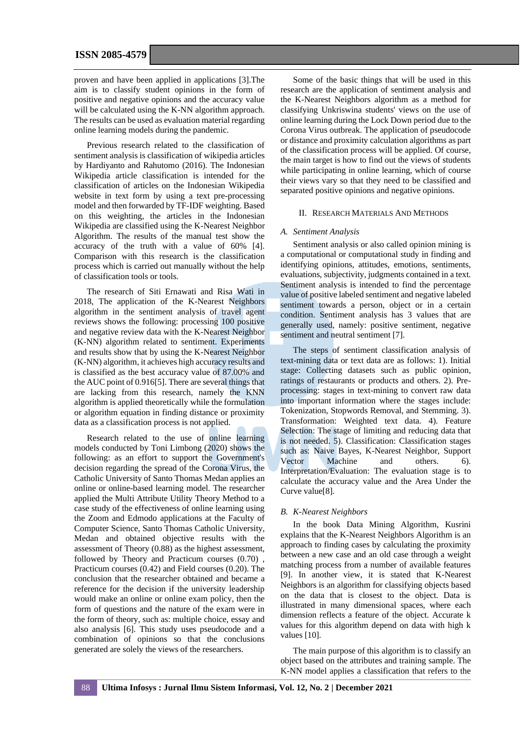proven and have been applied in applications [3].The aim is to classify student opinions in the form of positive and negative opinions and the accuracy value will be calculated using the K-NN algorithm approach. The results can be used as evaluation material regarding online learning models during the pandemic.

Previous research related to the classification of sentiment analysis is classification of wikipedia articles by Hardiyanto and Rahutomo (2016). The Indonesian Wikipedia article classification is intended for the classification of articles on the Indonesian Wikipedia website in text form by using a text pre-processing model and then forwarded by TF-IDF weighting. Based on this weighting, the articles in the Indonesian Wikipedia are classified using the K-Nearest Neighbor Algorithm. The results of the manual test show the accuracy of the truth with a value of 60% [4]. Comparison with this research is the classification process which is carried out manually without the help of classification tools or tools.

The research of Siti Ernawati and Risa Wati in 2018, The application of the K-Nearest Neighbors algorithm in the sentiment analysis of travel agent reviews shows the following: processing 100 positive and negative review data with the K-Nearest Neighbor (K-NN) algorithm related to sentiment. Experiments and results show that by using the K-Nearest Neighbor (K-NN) algorithm, it achieves high accuracy results and is classified as the best accuracy value of 87.00% and the AUC point of 0.916[5]. There are several things that are lacking from this research, namely the KNN algorithm is applied theoretically while the formulation or algorithm equation in finding distance or proximity data as a classification process is not applied.

Research related to the use of online learning models conducted by Toni Limbong (2020) shows the following: as an effort to support the Government's decision regarding the spread of the Corona Virus, the Catholic University of Santo Thomas Medan applies an online or online-based learning model. The researcher applied the Multi Attribute Utility Theory Method to a case study of the effectiveness of online learning using the Zoom and Edmodo applications at the Faculty of Computer Science, Santo Thomas Catholic University, Medan and obtained objective results with the assessment of Theory (0.88) as the highest assessment, followed by Theory and Practicum courses (0.70) , Practicum courses (0.42) and Field courses (0.20). The conclusion that the researcher obtained and became a reference for the decision if the university leadership would make an online or online exam policy, then the form of questions and the nature of the exam were in the form of theory, such as: multiple choice, essay and also analysis [6]. This study uses pseudocode and a combination of opinions so that the conclusions generated are solely the views of the researchers.

Some of the basic things that will be used in this research are the application of sentiment analysis and the K-Nearest Neighbors algorithm as a method for classifying Unkriswina students' views on the use of online learning during the Lock Down period due to the Corona Virus outbreak. The application of pseudocode or distance and proximity calculation algorithms as part of the classification process will be applied. Of course, the main target is how to find out the views of students while participating in online learning, which of course their views vary so that they need to be classified and separated positive opinions and negative opinions.

## II. Research Materials And Methods

### *A. Sentiment Analysis*

Sentiment analysis or also called opinion mining is a computational or computational study in finding and identifying opinions, attitudes, emotions, sentiments, evaluations, subjectivity, judgments contained in a text. Sentiment analysis is intended to find the percentage value of positive labeled sentiment and negative labeled sentiment towards a person, object or in a certain condition. Sentiment analysis has 3 values that are generally used, namely: positive sentiment, negative sentiment and neutral sentiment [7].

The steps of sentiment classification analysis of text-mining data or text data are as follows: 1). Initial stage: Collecting datasets such as public opinion, ratings of restaurants or products and others. 2). Pre-processing: stages in text-mining to convert raw data into important information where the stages include: Tokenization, Stopwords Removal, and Stemming. 3). Transformation: Weighted text data. 4). Feature Selection: The stage of limiting and reducing data that is not needed. 5). Classification: Classification stages such as: Naive Bayes, K-Nearest Neighbor, Support Vector Machine and others. 6). Interpretation/Evaluation: The evaluation stage is to calculate the accuracy value and the Area Under the Curve value[8].

### *B. K-Nearest Neighbors*

In the book Data Mining Algorithm, Kusrini explains that the K-Nearest Neighbors Algorithm is an approach to finding cases by calculating the proximity between a new case and an old case through a weight matching process from a number of available features [9]. In another view, it is stated that K-Nearest Neighbors is an algorithm for classifying objects based on the data that is closest to the object. Data is illustrated in many dimensional spaces, where each dimension reflects a feature of the object. Accurate k values for this algorithm depend on data with high k values [10].

The main purpose of this algorithm is to classify an object based on the attributes and training sample. The K-NN model applies a classification that refers to the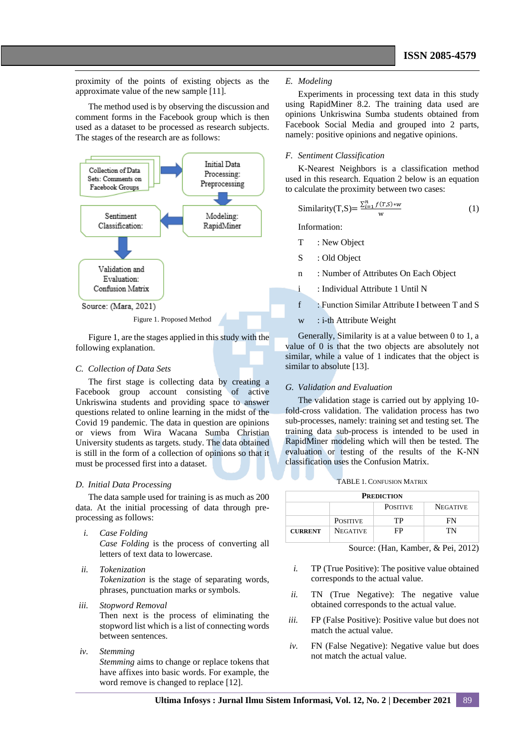proximity of the points of existing objects as the approximate value of the new sample [11].

The method used is by observing the discussion and comment forms in the Facebook group which is then used as a dataset to be processed as research subjects. The stages of the research are as follows:

Collection of Data Sets: Comments on Facebook Groups → Initial Data Processing: Preprocessing → Modeling: RapidMiner → Sentiment Classification → Validation and Evaluation: Confusion Matrix

Source: (Mara, 2021)

Figure 1. Proposed Method

Figure 1, are the stages applied in this study with the following explanation.

### C. Collection of Data Sets

The first stage is collecting data by creating a Facebook group account consisting of active Unkriswina students and providing space to answer questions related to online learning in the midst of the Covid 19 pandemic. The data in question are opinions or views from Wira Wacana Sumba Christian University students as targets. study. The data obtained is still in the form of a collection of opinions so that it must be processed first into a dataset.

### D. Initial Data Processing

The data sample used for training is as much as 200 data. At the initial processing of data through pre-processing as follows:

i. *Case Folding*
*Case Folding* is the process of converting all letters of text data to lowercase.

ii. *Tokenization*
*Tokenization* is the stage of separating words, phrases, punctuation marks or symbols.

iii. *Stopword Removal*
Then next is the process of eliminating the stopword list which is a list of connecting words between sentences.

iv. *Stemming*
*Stemming* aims to change or replace tokens that have affixes into basic words. For example, the word remove is changed to replace [12].

### E. Modeling

Experiments in processing text data in this study using RapidMiner 8.2. The training data used are opinions Unkriswina Sumba students obtained from Facebook Social Media and grouped into 2 parts, namely: positive opinions and negative opinions.

### F. Sentiment Classification

K-Nearest Neighbors is a classification method used in this research. Equation 2 below is an equation to calculate the proximity between two cases:

$$\text{Similarity}(T,S) = \frac{\sum_{i=1}^{n} f(T,S) * w}{w} \tag{1}$$

Information:

T : New Object

S : Old Object

n : Number of Attributes On Each Object

i : Individual Attribute 1 Until N

f : Function Similar Attribute I between T and S

w : i-th Attribute Weight

Generally, Similarity is at a value between 0 to 1, a value of 0 is that the two objects are absolutely not similar, while a value of 1 indicates that the object is similar to absolute [13].

### G. Validation and Evaluation

The validation stage is carried out by applying 10-fold-cross validation. The validation process has two sub-processes, namely: training set and testing set. The training data sub-process is intended to be used in RapidMiner modeling which will then be tested. The evaluation or testing of the results of the K-NN classification uses the Confusion Matrix.

TABLE 1. CONFUSION MATRIX

| | | **PREDICTION** | |
|---|---|---|---|
| | | POSITIVE | NEGATIVE |
| **CURRENT** | POSITIVE | TP | FN |
| | NEGATIVE | FP | TN |

Source: (Han, Kamber, & Pei, 2012)

i. TP (True Positive): The positive value obtained corresponds to the actual value.

ii. TN (True Negative): The negative value obtained corresponds to the actual value.

iii. FP (False Positive): Positive value but does not match the actual value.

iv. FN (False Negative): Negative value but does not match the actual value.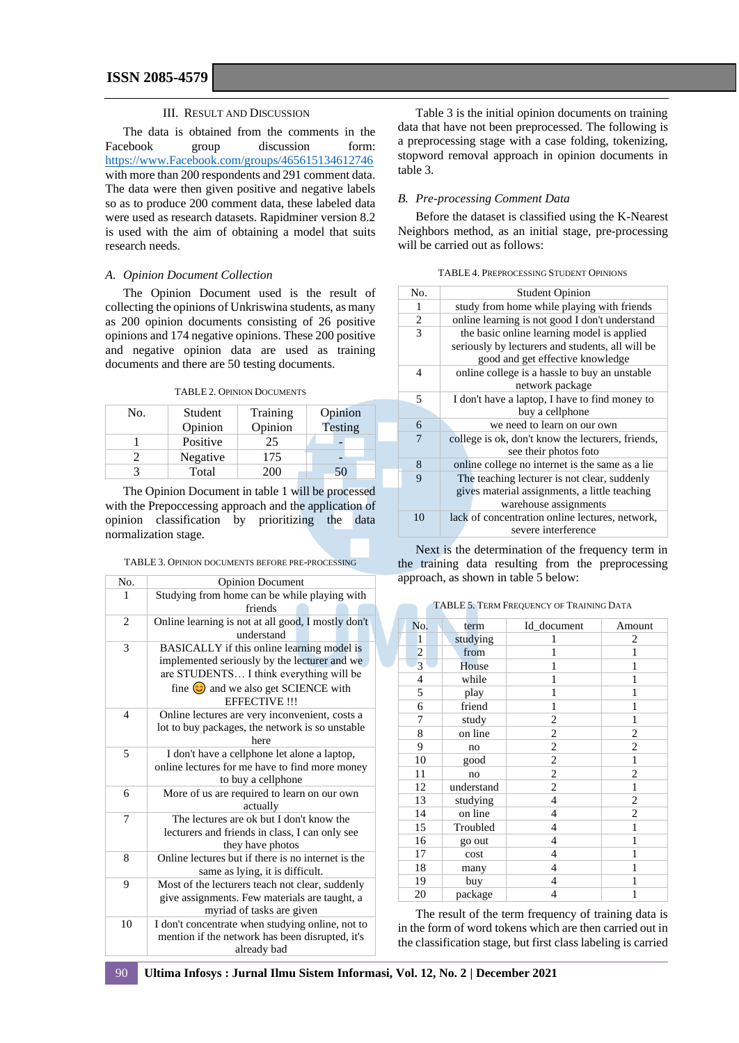### III. Result and Discussion

The data is obtained from the comments in the Facebook group discussion form: https://www.Facebook.com/groups/465615134612746 with more than 200 respondents and 291 comment data. The data were then given positive and negative labels so as to produce 200 comment data, these labeled data were used as research datasets. Rapidminer version 8.2 is used with the aim of obtaining a model that suits research needs.

#### *A. Opinion Document Collection*

The Opinion Document used is the result of collecting the opinions of Unkriswina students, as many as 200 opinion documents consisting of 26 positive opinions and 174 negative opinions. These 200 positive and negative opinion data are used as training documents and there are 50 testing documents.

TABLE 2. Opinion Documents

| No. | Student Opinion | Training Opinion | Opinion Testing |
|---|---|---|---|
| 1 | Positive | 25 | - |
| 2 | Negative | 175 | - |
| 3 | Total | 200 | 50 |

The Opinion Document in table 1 will be processed with the Prepoccessing approach and the application of opinion classification by prioritizing the data normalization stage.

TABLE 3. Opinion documents before pre-processing

| No. | Opinion Document |
|---|---|
| 1 | Studying from home can be while playing with friends |
| 2 | Online learning is not at all good, I mostly don't understand |
| 3 | BASICALLY if this online learning model is implemented seriously by the lecturer and we are STUDENTS… I think everything will be fine 😊 and we also get SCIENCE with EFFECTIVE !!! |
| 4 | Online lectures are very inconvenient, costs a lot to buy packages, the network is so unstable here |
| 5 | I don't have a cellphone let alone a laptop, online lectures for me have to find more money to buy a cellphone |
| 6 | More of us are required to learn on our own actually |
| 7 | The lectures are ok but I don't know the lecturers and friends in class, I can only see they have photos |
| 8 | Online lectures but if there is no internet is the same as lying, it is difficult. |
| 9 | Most of the lecturers teach not clear, suddenly give assignments. Few materials are taught, a myriad of tasks are given |
| 10 | I don't concentrate when studying online, not to mention if the network has been disrupted, it's already bad |

Table 3 is the initial opinion documents on training data that have not been preprocessed. The following is a preprocessing stage with a case folding, tokenizing, stopword removal approach in opinion documents in table 3.

#### *B. Pre-processing Comment Data*

Before the dataset is classified using the K-Nearest Neighbors method, as an initial stage, pre-processing will be carried out as follows:

TABLE 4. Preprocessing Student Opinions

| No. | Student Opinion |
|---|---|
| 1 | study from home while playing with friends |
| 2 | online learning is not good I don't understand |
| 3 | the basic online learning model is applied seriously by lecturers and students, all will be good and get effective knowledge |
| 4 | online college is a hassle to buy an unstable network package |
| 5 | I don't have a laptop, I have to find money to buy a cellphone |
| 6 | we need to learn on our own |
| 7 | college is ok, don't know the lecturers, friends, see their photos foto |
| 8 | online college no internet is the same as a lie |
| 9 | The teaching lecturer is not clear, suddenly gives material assignments, a little teaching warehouse assignments |
| 10 | lack of concentration online lectures, network, severe interference |

Next is the determination of the frequency term in the training data resulting from the preprocessing approach, as shown in table 5 below:

TABLE 5. Term Frequency of Training Data

| No. | term | Id_document | Amount |
|---|---|---|---|
| 1 | studying | 1 | 2 |
| 2 | from | 1 | 1 |
| 3 | House | 1 | 1 |
| 4 | while | 1 | 1 |
| 5 | play | 1 | 1 |
| 6 | friend | 1 | 1 |
| 7 | study | 2 | 1 |
| 8 | on line | 2 | 2 |
| 9 | no | 2 | 2 |
| 10 | good | 2 | 1 |
| 11 | no | 2 | 2 |
| 12 | understand | 2 | 1 |
| 13 | studying | 4 | 2 |
| 14 | on line | 4 | 2 |
| 15 | Troubled | 4 | 1 |
| 16 | go out | 4 | 1 |
| 17 | cost | 4 | 1 |
| 18 | many | 4 | 1 |
| 19 | buy | 4 | 1 |
| 20 | package | 4 | 1 |

The result of the term frequency of training data is in the form of word tokens which are then carried out in the classification stage, but first class labeling is carried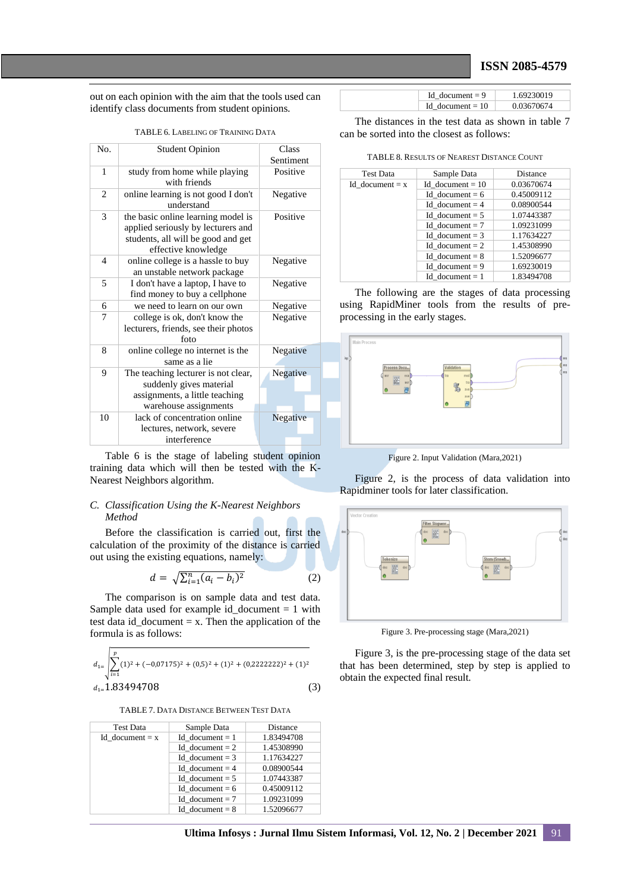out on each opinion with the aim that the tools used can identify class documents from student opinions.

TABLE 6. LABELING OF TRAINING DATA

| No. | Student Opinion | Class Sentiment |
|---|---|---|
| 1 | study from home while playing with friends | Positive |
| 2 | online learning is not good I don't understand | Negative |
| 3 | the basic online learning model is applied seriously by lecturers and students, all will be good and get effective knowledge | Positive |
| 4 | online college is a hassle to buy an unstable network package | Negative |
| 5 | I don't have a laptop, I have to find money to buy a cellphone | Negative |
| 6 | we need to learn on our own | Negative |
| 7 | college is ok, don't know the lecturers, friends, see their photos foto | Negative |
| 8 | online college no internet is the same as a lie | Negative |
| 9 | The teaching lecturer is not clear, suddenly gives material assignments, a little teaching warehouse assignments | Negative |
| 10 | lack of concentration online lectures, network, severe interference | Negative |

Table 6 is the stage of labeling student opinion training data which will then be tested with the K-Nearest Neighbors algorithm.

*C. Classification Using the K-Nearest Neighbors Method*

Before the classification is carried out, first the calculation of the proximity of the distance is carried out using the existing equations, namely:

$$d = \sqrt{\sum_{i=1}^{n}(a_i - b_i)^2} \qquad (2)$$

The comparison is on sample data and test data. Sample data used for example id_document = 1 with test data id_document = x. Then the application of the formula is as follows:

$$d_1 = \sqrt{\sum_{i=1}^{p}(1)^2 + (-0{,}07175)^2 + (0{,}5)^2 + (1)^2 + (0{,}2222222)^2 + (1)^2}$$

$$d_1 = 1.83494708 \qquad (3)$$

TABLE 7. DATA DISTANCE BETWEEN TEST DATA

| Test Data | Sample Data | Distance |
|---|---|---|
| Id_document = x | Id_document = 1 | 1.83494708 |
| | Id_document = 2 | 1.45308990 |
| | Id_document = 3 | 1.17634227 |
| | Id_document = 4 | 0.08900544 |
| | Id_document = 5 | 1.07443387 |
| | Id_document = 6 | 0.45009112 |
| | Id_document = 7 | 1.09231099 |
| | Id_document = 8 | 1.52096677 |
| | Id_document = 9 | 1.69230019 |
| | Id_document = 10 | 0.03670674 |

The distances in the test data as shown in table 7 can be sorted into the closest as follows:

TABLE 8. RESULTS OF NEAREST DISTANCE COUNT

| Test Data | Sample Data | Distance |
|---|---|---|
| Id_document = x | Id_document = 10 | 0.03670674 |
| | Id_document = 6 | 0.45009112 |
| | Id_document = 4 | 0.08900544 |
| | Id_document = 5 | 1.07443387 |
| | Id_document = 7 | 1.09231099 |
| | Id_document = 3 | 1.17634227 |
| | Id_document = 2 | 1.45308990 |
| | Id_document = 8 | 1.52096677 |
| | Id_document = 9 | 1.69230019 |
| | Id_document = 1 | 1.83494708 |

The following are the stages of data processing using RapidMiner tools from the results of pre-processing in the early stages.

Figure 2. Input Validation (Mara,2021)

Figure 2, is the process of data validation into Rapidminer tools for later classification.

Figure 3. Pre-processing stage (Mara,2021)

Figure 3, is the pre-processing stage of the data set that has been determined, step by step is applied to obtain the expected final result.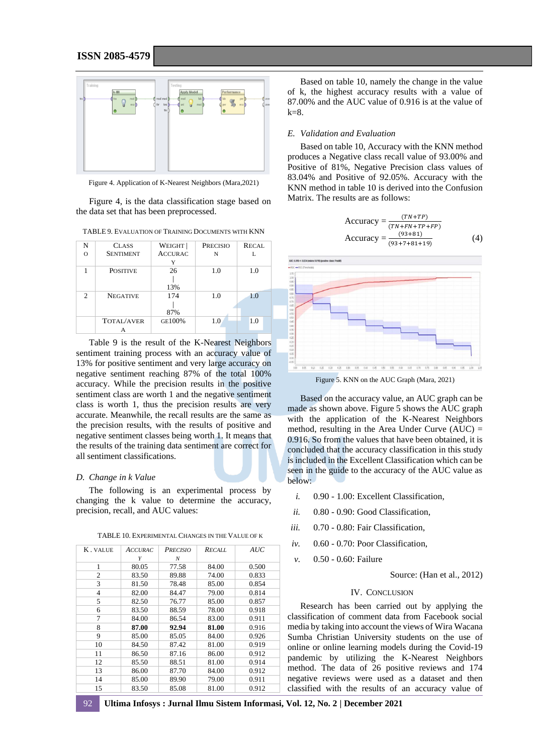Figure 4. Application of K-Nearest Neighbors (Mara,2021)

Figure 4, is the data classification stage based on the data set that has been preprocessed.

TABLE 9. EVALUATION OF TRAINING DOCUMENTS WITH KNN

| NO | CLASS SENTIMENT | WEIGHT \| ACCURACY | PRECISION | RECALL |
|---|---|---|---|---|
| 1 | POSITIVE | 26 \| 13% | 1.0 | 1.0 |
| 2 | NEGATIVE | 174 \| 87% | 1.0 | 1.0 |
| | TOTAL/AVERAGE | 100% | 1.0 | 1.0 |

Table 9 is the result of the K-Nearest Neighbors sentiment training process with an accuracy value of 13% for positive sentiment and very large accuracy on negative sentiment reaching 87% of the total 100% accuracy. While the precision results in the positive sentiment class are worth 1 and the negative sentiment class is worth 1, thus the precision results are very accurate. Meanwhile, the recall results are the same as the precision results, with the positive and negative sentiment classes being worth 1. It means that the results of the training data sentiment are correct for all sentiment classifications.

## D. Change in k Value

The following is an experimental process by changing the k value to determine the accuracy, precision, recall, and AUC values:

TABLE 10. EXPERIMENTAL CHANGES IN THE VALUE OF K

| K . VALUE | *ACCURACY* | *PRECISION* | *RECALL* | *AUC* |
|---|---|---|---|---|
| 1 | 80.05 | 77.58 | 84.00 | 0.500 |
| 2 | 83.50 | 89.88 | 74.00 | 0.833 |
| 3 | 81.50 | 78.48 | 85.00 | 0.854 |
| 4 | 82.00 | 84.47 | 79.00 | 0.814 |
| 5 | 82.50 | 76.77 | 85.00 | 0.857 |
| 6 | 83.50 | 88.59 | 78.00 | 0.918 |
| 7 | 84.00 | 86.54 | 83.00 | 0.911 |
| 8 | **87.00** | **92.94** | **81.00** | 0.916 |
| 9 | 85.00 | 85.05 | 84.00 | 0.926 |
| 10 | 84.50 | 87.42 | 81.00 | 0.919 |
| 11 | 86.50 | 87.16 | 86.00 | 0.912 |
| 12 | 85.50 | 88.51 | 81.00 | 0.914 |
| 13 | 86.00 | 87.70 | 84.00 | 0.912 |
| 14 | 85.00 | 89.90 | 79.00 | 0.911 |
| 15 | 83.50 | 85.08 | 81.00 | 0.912 |

Based on table 10, namely the change in the value of k, the highest accuracy results with a value of 87.00% and the AUC value of 0.916 is at the value of k=8.

## E. Validation and Evaluation

Based on table 10, Accuracy with the KNN method produces a Negative class recall value of 93.00% and Positive of 81%, Negative Precision class values of 83.04% and Positive of 92.05%. Accuracy with the KNN method in table 10 is derived into the Confusion Matrix. The results are as follows:

$$\text{Accuracy} = \frac{(TN+TP)}{(TN+FN+TP+FP)}$$

$$\text{Accuracy} = \frac{(93+81)}{(93+7+81+19)} \quad (4)$$

Figure 5. KNN on the AUC Graph (Mara, 2021)

Based on the accuracy value, an AUC graph can be made as shown above. Figure 5 shows the AUC graph with the application of the K-Nearest Neighbors method, resulting in the Area Under Curve (AUC) = 0.916. So from the values that have been obtained, it is concluded that the accuracy classification in this study is included in the Excellent Classification which can be seen in the guide to the accuracy of the AUC value as below:

i. 0.90 - 1.00: Excellent Classification,
ii. 0.80 - 0.90: Good Classification,
iii. 0.70 - 0.80: Fair Classification,
iv. 0.60 - 0.70: Poor Classification,
v. 0.50 - 0.60: Failure

Source: (Han et al., 2012)

# IV. CONCLUSION

Research has been carried out by applying the classification of comment data from Facebook social media by taking into account the views of Wira Wacana Sumba Christian University students on the use of online or online learning models during the Covid-19 pandemic by utilizing the K-Nearest Neighbors method. The data of 26 positive reviews and 174 negative reviews were used as a dataset and then classified with the results of an accuracy value of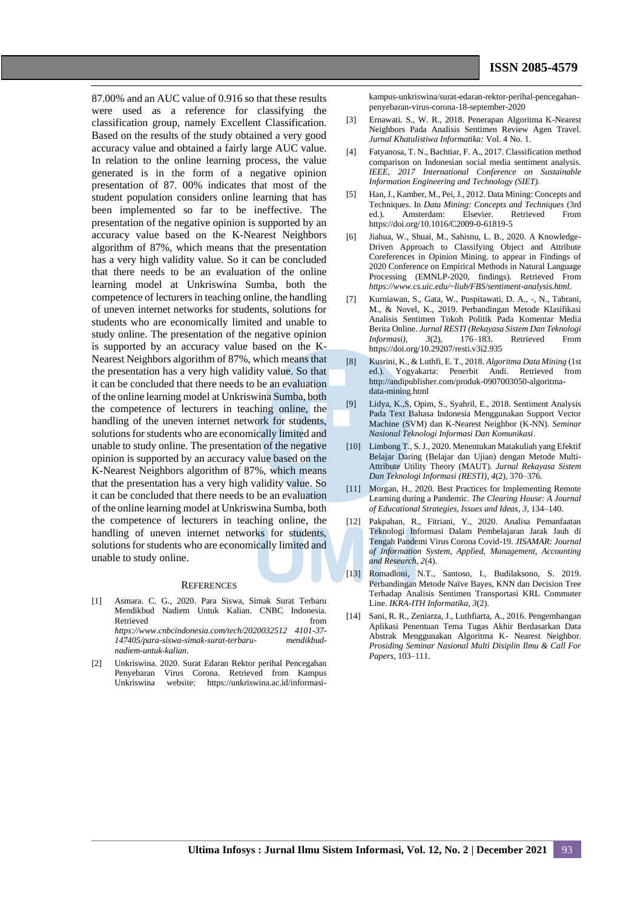87.00% and an AUC value of 0.916 so that these results were used as a reference for classifying the classification group, namely Excellent Classification. Based on the results of the study obtained a very good accuracy value and obtained a fairly large AUC value. In relation to the online learning process, the value generated is in the form of a negative opinion presentation of 87. 00% indicates that most of the student population considers online learning that has been implemented so far to be ineffective. The presentation of the negative opinion is supported by an accuracy value based on the K-Nearest Neighbors algorithm of 87%, which means that the presentation has a very high validity value. So it can be concluded that there needs to be an evaluation of the online learning model at Unkriswina Sumba, both the competence of lecturers in teaching online, the handling of uneven internet networks for students, solutions for students who are economically limited and unable to study online. The presentation of the negative opinion is supported by an accuracy value based on the K-Nearest Neighbors algorithm of 87%, which means that the presentation has a very high validity value. So that it can be concluded that there needs to be an evaluation of the online learning model at Unkriswina Sumba, both the competence of lecturers in teaching online, the handling of the uneven internet network for students, solutions for students who are economically limited and unable to study online. The presentation of the negative opinion is supported by an accuracy value based on the K-Nearest Neighbors algorithm of 87%, which means that the presentation has a very high validity value. So it can be concluded that there needs to be an evaluation of the online learning model at Unkriswina Sumba, both the competence of lecturers in teaching online, the handling of uneven internet networks for students, solutions for students who are economically limited and unable to study online.

## REFERENCES

[1] Asmara. C. G., 2020. Para Siswa, Simak Surat Terbaru Mendikbud Nadiem Untuk Kalian. CNBC Indonesia. Retrieved from *https://www.cnbcindonesia.com/tech/2020032512 4101-37-147405/para-siswa-simak-surat-terbaru- mendikbud-nadiem-untuk-kalian*.

[2] Unkriswina. 2020. Surat Edaran Rektor perihal Pencegahan Penyebaran Virus Corona. Retrieved from Kampus Unkriswina website: https://unkriswina.ac.id/informasi-kampus-unkriswina/surat-edaran-rektor-perihal-pencegahan-penyebaran-virus-corona-18-september-2020

[3] Ernawati. S., W. R., 2018. Penerapan Algoritma K-Nearest Neighbors Pada Analisis Sentimen Review Agen Travel. *Jurnal Khatulistiwa Informatika:* Vol. 4 No. 1.

[4] Fatyanosa, T. N., Bachtiar, F. A., 2017. Classification method comparison on Indonesian social media sentiment analysis. *IEEE, 2017 International Conference on Sustainable Information Engineering and Technology (SIET).*

[5] Han, J., Kamber, M., Pei, J., 2012. Data Mining: Concepts and Techniques. In *Data Mining: Concepts and Techniques* (3rd ed.). Amsterdam: Elsevier. Retrieved From https://doi.org/10.1016/C2009-0-61819-5

[6] Jiahua, W., Shuai, M., Sahisnu, L. B., 2020. A Knowledge-Driven Approach to Classifying Object and Attribute Coreferences in Opinion Mining. to appear in Findings of 2020 Conference on Empirical Methods in Natural Language Processing (EMNLP-2020, findings). Retrieved From *https://www.cs.uic.edu/~liub/FBS/sentiment-analysis.html.*

[7] Kurniawan, S., Gata, W., Puspitawati, D. A., -, N., Tabrani, M., & Novel, K., 2019. Perbandingan Metode Klasifikasi Analisis Sentimen Tokoh Politik Pada Komentar Media Berita Online. *Jurnal RESTI (Rekayasa Sistem Dan Teknologi Informasi)*, *3*(2), 176–183. Retrieved From https://doi.org/10.29207/resti.v3i2.935

[8] Kusrini, K., & Luthfi, E. T., 2018. *Algoritma Data Mining* (1st ed.). Yogyakarta: Penerbit Andi. Retrieved from http://andipublisher.com/produk-0907003050-algoritma-data-mining.html

[9] Lidya, K.,S, Opim, S., Syahril, E., 2018. Sentiment Analysis Pada Text Bahasa Indonesia Menggunakan Support Vector Machine (SVM) dan K-Nearest Neighbor (K-NN). *Seminar Nasional Teknologi Informasi Dan Komunikasi*.

[10] Limbong T., S. J., 2020. Menentukan Matakuliah yang Efektif Belajar Daring (Belajar dan Ujian) dengan Metode Multi-Attribute Utility Theory (MAUT). *Jurnal Rekayasa Sistem Dan Teknologi Informasi (RESTI)*, *4*(2), 370–376.

[11] Morgan, H., 2020. Best Practices for Implementing Remote Learning during a Pandemic. *The Clearing House: A Journal of Educational Strategies, Issues and Ideas*, *3*, 134–140.

[12] Pakpahan, R., Fitriani, Y., 2020. Analisa Pemanfaatan Teknologi Informasi Dalam Pembelajaran Jarak Jauh di Tengah Pandemi Virus Corona Covid-19. *JISAMAR: Journal of Information System, Applied, Management, Accounting and Research*, *2*(4).

[13] Romadloni, N.T., Santoso, I., Budilaksono, S. 2019. Perbandingan Metode Naïve Bayes, KNN dan Decision Tree Terhadap Analisis Sentimen Transportasi KRL Commuter Line. *IKRA-ITH Informatika*, *3*(2).

[14] Sani, R. R., Zeniarza, J., Luthfiarta, A., 2016. Pengembangan Aplikasi Penentuan Tema Tugas Akhir Berdasarkan Data Abstrak Menggunakan Algoritma K- Nearest Neighbor. *Prosiding Seminar Nasional Multi Disiplin Ilmu & Call For Papers*, 103–111.